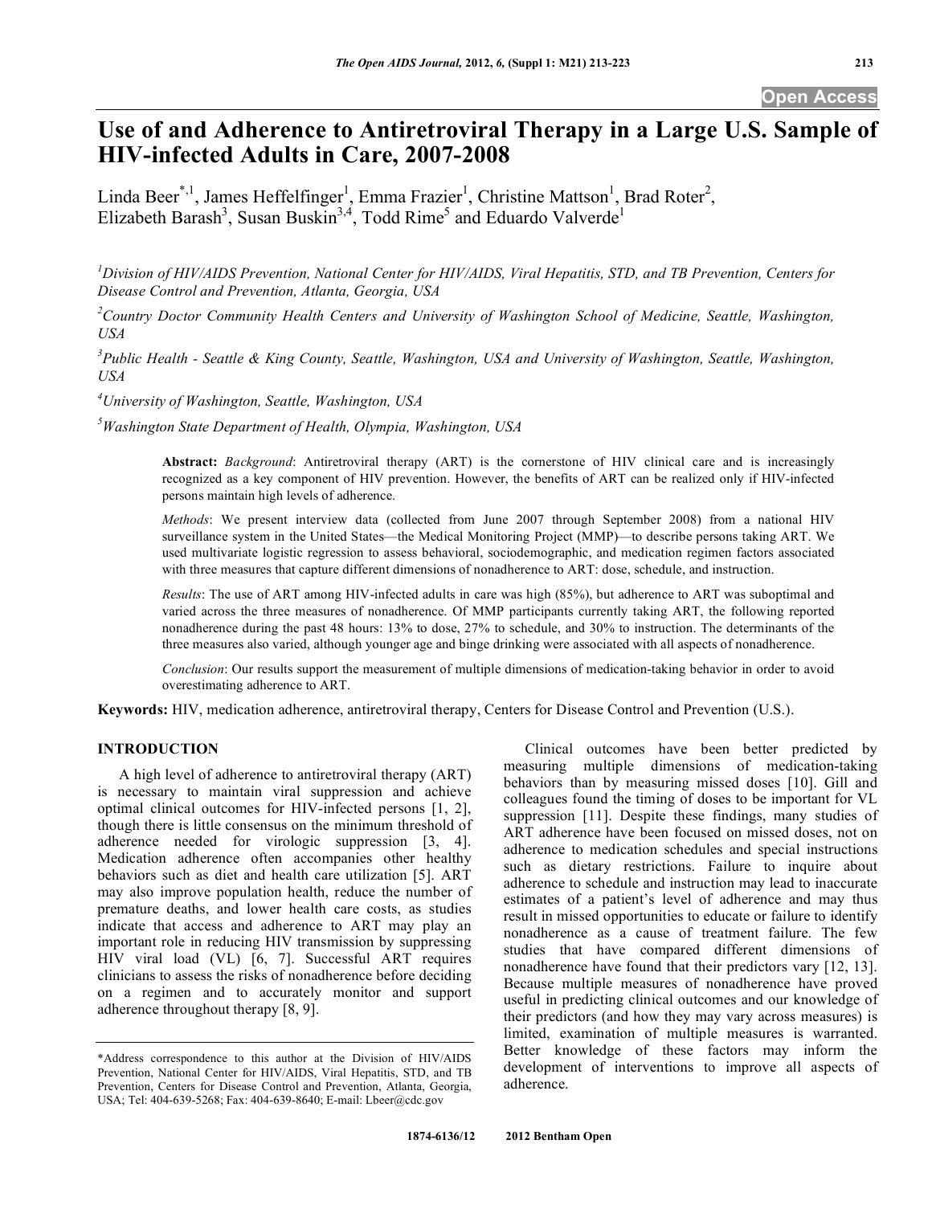Open Access

# Use of and Adherence to Antiretroviral Therapy in a Large U.S. Sample of HIV-infected Adults in Care, 2007-2008

Linda Beer[*,1], James Heffelfinger[1], Emma Frazier[1], Christine Mattson[1], Brad Roter[2], Elizabeth Barash[3], Susan Buskin[3,4], Todd Rime[5] and Eduardo Valverde[1]

[1]*Division of HIV/AIDS Prevention, National Center for HIV/AIDS, Viral Hepatitis, STD, and TB Prevention, Centers for Disease Control and Prevention, Atlanta, Georgia, USA*

[2]*Country Doctor Community Health Centers and University of Washington School of Medicine, Seattle, Washington, USA*

[3]*Public Health - Seattle & King County, Seattle, Washington, USA and University of Washington, Seattle, Washington, USA*

[4]*University of Washington, Seattle, Washington, USA*

[5]*Washington State Department of Health, Olympia, Washington, USA*

**Abstract:** *Background*: Antiretroviral therapy (ART) is the cornerstone of HIV clinical care and is increasingly recognized as a key component of HIV prevention. However, the benefits of ART can be realized only if HIV-infected persons maintain high levels of adherence.

*Methods*: We present interview data (collected from June 2007 through September 2008) from a national HIV surveillance system in the United States—the Medical Monitoring Project (MMP)—to describe persons taking ART. We used multivariate logistic regression to assess behavioral, sociodemographic, and medication regimen factors associated with three measures that capture different dimensions of nonadherence to ART: dose, schedule, and instruction.

*Results*: The use of ART among HIV-infected adults in care was high (85%), but adherence to ART was suboptimal and varied across the three measures of nonadherence. Of MMP participants currently taking ART, the following reported nonadherence during the past 48 hours: 13% to dose, 27% to schedule, and 30% to instruction. The determinants of the three measures also varied, although younger age and binge drinking were associated with all aspects of nonadherence.

*Conclusion*: Our results support the measurement of multiple dimensions of medication-taking behavior in order to avoid overestimating adherence to ART.

**Keywords:** HIV, medication adherence, antiretroviral therapy, Centers for Disease Control and Prevention (U.S.).

## INTRODUCTION

A high level of adherence to antiretroviral therapy (ART) is necessary to maintain viral suppression and achieve optimal clinical outcomes for HIV-infected persons [1, 2], though there is little consensus on the minimum threshold of adherence needed for virologic suppression [3, 4]. Medication adherence often accompanies other healthy behaviors such as diet and health care utilization [5]. ART may also improve population health, reduce the number of premature deaths, and lower health care costs, as studies indicate that access and adherence to ART may play an important role in reducing HIV transmission by suppressing HIV viral load (VL) [6, 7]. Successful ART requires clinicians to assess the risks of nonadherence before deciding on a regimen and to accurately monitor and support adherence throughout therapy [8, 9].

Clinical outcomes have been better predicted by measuring multiple dimensions of medication-taking behaviors than by measuring missed doses [10]. Gill and colleagues found the timing of doses to be important for VL suppression [11]. Despite these findings, many studies of ART adherence have been focused on missed doses, not on adherence to medication schedules and special instructions such as dietary restrictions. Failure to inquire about adherence to schedule and instruction may lead to inaccurate estimates of a patient's level of adherence and may thus result in missed opportunities to educate or failure to identify nonadherence as a cause of treatment failure. The few studies that have compared different dimensions of nonadherence have found that their predictors vary [12, 13]. Because multiple measures of nonadherence have proved useful in predicting clinical outcomes and our knowledge of their predictors (and how they may vary across measures) is limited, examination of multiple measures is warranted. Better knowledge of these factors may inform the development of interventions to improve all aspects of adherence.

*Address correspondence to this author at the Division of HIV/AIDS Prevention, National Center for HIV/AIDS, Viral Hepatitis, STD, and TB Prevention, Centers for Disease Control and Prevention, Atlanta, Georgia, USA; Tel: 404-639-5268; Fax: 404-639-8640; E-mail: Lbeer@cdc.gov

1874-6136/12 2012 Bentham Open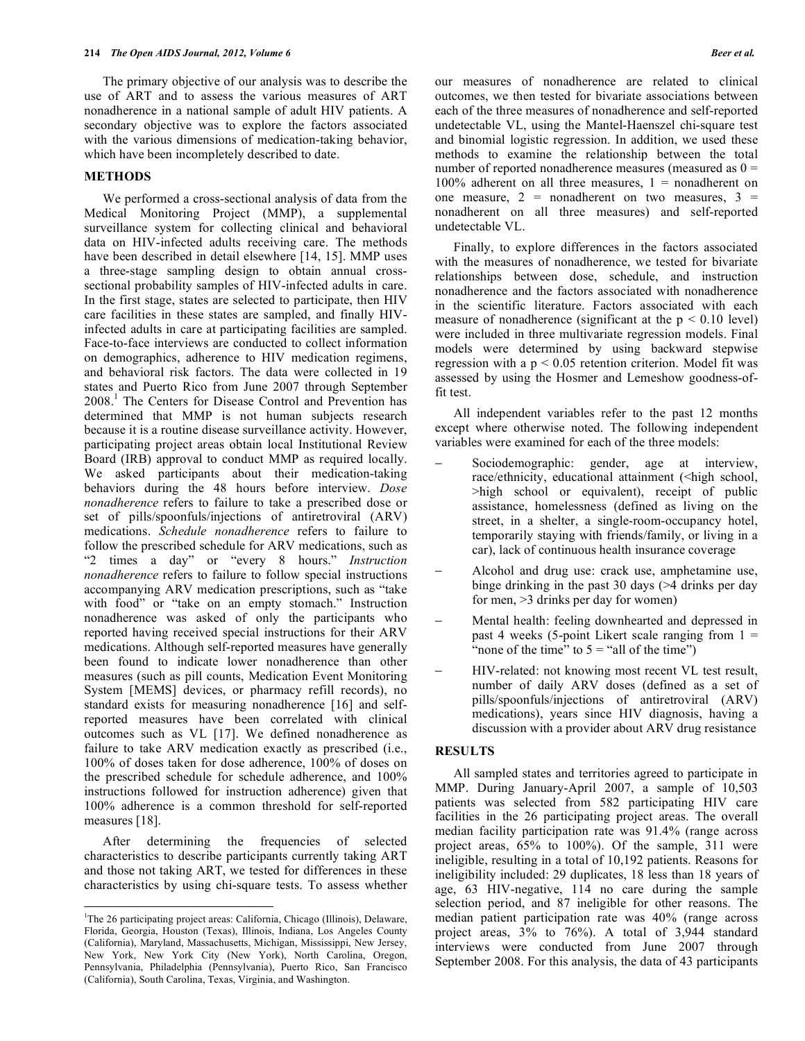The primary objective of our analysis was to describe the use of ART and to assess the various measures of ART nonadherence in a national sample of adult HIV patients. A secondary objective was to explore the factors associated with the various dimensions of medication-taking behavior, which have been incompletely described to date.

## METHODS

We performed a cross-sectional analysis of data from the Medical Monitoring Project (MMP), a supplemental surveillance system for collecting clinical and behavioral data on HIV-infected adults receiving care. The methods have been described in detail elsewhere [14, 15]. MMP uses a three-stage sampling design to obtain annual cross-sectional probability samples of HIV-infected adults in care. In the first stage, states are selected to participate, then HIV care facilities in these states are sampled, and finally HIV-infected adults in care at participating facilities are sampled. Face-to-face interviews are conducted to collect information on demographics, adherence to HIV medication regimens, and behavioral risk factors. The data were collected in 19 states and Puerto Rico from June 2007 through September 2008.[1] The Centers for Disease Control and Prevention has determined that MMP is not human subjects research because it is a routine disease surveillance activity. However, participating project areas obtain local Institutional Review Board (IRB) approval to conduct MMP as required locally. We asked participants about their medication-taking behaviors during the 48 hours before interview. *Dose nonadherence* refers to failure to take a prescribed dose or set of pills/spoonfuls/injections of antiretroviral (ARV) medications. *Schedule nonadherence* refers to failure to follow the prescribed schedule for ARV medications, such as "2 times a day" or "every 8 hours." *Instruction nonadherence* refers to failure to follow special instructions accompanying ARV medication prescriptions, such as "take with food" or "take on an empty stomach." Instruction nonadherence was asked of only the participants who reported having received special instructions for their ARV medications. Although self-reported measures have generally been found to indicate lower nonadherence than other measures (such as pill counts, Medication Event Monitoring System [MEMS] devices, or pharmacy refill records), no standard exists for measuring nonadherence [16] and self-reported measures have been correlated with clinical outcomes such as VL [17]. We defined nonadherence as failure to take ARV medication exactly as prescribed (i.e., 100% of doses taken for dose adherence, 100% of doses on the prescribed schedule for schedule adherence, and 100% instructions followed for instruction adherence) given that 100% adherence is a common threshold for self-reported measures [18].

After determining the frequencies of selected characteristics to describe participants currently taking ART and those not taking ART, we tested for differences in these characteristics by using chi-square tests. To assess whether our measures of nonadherence are related to clinical outcomes, we then tested for bivariate associations between each of the three measures of nonadherence and self-reported undetectable VL, using the Mantel-Haenszel chi-square test and binomial logistic regression. In addition, we used these methods to examine the relationship between the total number of reported nonadherence measures (measured as 0 = 100% adherent on all three measures, 1 = nonadherent on one measure, 2 = nonadherent on two measures, 3 = nonadherent on all three measures) and self-reported undetectable VL.

Finally, to explore differences in the factors associated with the measures of nonadherence, we tested for bivariate relationships between dose, schedule, and instruction nonadherence and the factors associated with nonadherence in the scientific literature. Factors associated with each measure of nonadherence (significant at the $p < 0.10$ level) were included in three multivariate regression models. Final models were determined by using backward stepwise regression with a $p < 0.05$ retention criterion. Model fit was assessed by using the Hosmer and Lemeshow goodness-of-fit test.

All independent variables refer to the past 12 months except where otherwise noted. The following independent variables were examined for each of the three models:

- Sociodemographic: gender, age at interview, race/ethnicity, educational attainment (<high school, >high school or equivalent), receipt of public assistance, homelessness (defined as living on the street, in a shelter, a single-room-occupancy hotel, temporarily staying with friends/family, or living in a car), lack of continuous health insurance coverage
- Alcohol and drug use: crack use, amphetamine use, binge drinking in the past 30 days (>4 drinks per day for men, >3 drinks per day for women)
- Mental health: feeling downhearted and depressed in past 4 weeks (5-point Likert scale ranging from 1 = "none of the time" to 5 = "all of the time")
- HIV-related: not knowing most recent VL test result, number of daily ARV doses (defined as a set of pills/spoonfuls/injections of antiretroviral (ARV) medications), years since HIV diagnosis, having a discussion with a provider about ARV drug resistance

## RESULTS

All sampled states and territories agreed to participate in MMP. During January-April 2007, a sample of 10,503 patients was selected from 582 participating HIV care facilities in the 26 participating project areas. The overall median facility participation rate was 91.4% (range across project areas, 65% to 100%). Of the sample, 311 were ineligible, resulting in a total of 10,192 patients. Reasons for ineligibility included: 29 duplicates, 18 less than 18 years of age, 63 HIV-negative, 114 no care during the sample selection period, and 87 ineligible for other reasons. The median patient participation rate was 40% (range across project areas, 3% to 76%). A total of 3,944 standard interviews were conducted from June 2007 through September 2008. For this analysis, the data of 43 participants

[1] The 26 participating project areas: California, Chicago (Illinois), Delaware, Florida, Georgia, Houston (Texas), Illinois, Indiana, Los Angeles County (California), Maryland, Massachusetts, Michigan, Mississippi, New Jersey, New York, New York City (New York), North Carolina, Oregon, Pennsylvania, Philadelphia (Pennsylvania), Puerto Rico, San Francisco (California), South Carolina, Texas, Virginia, and Washington.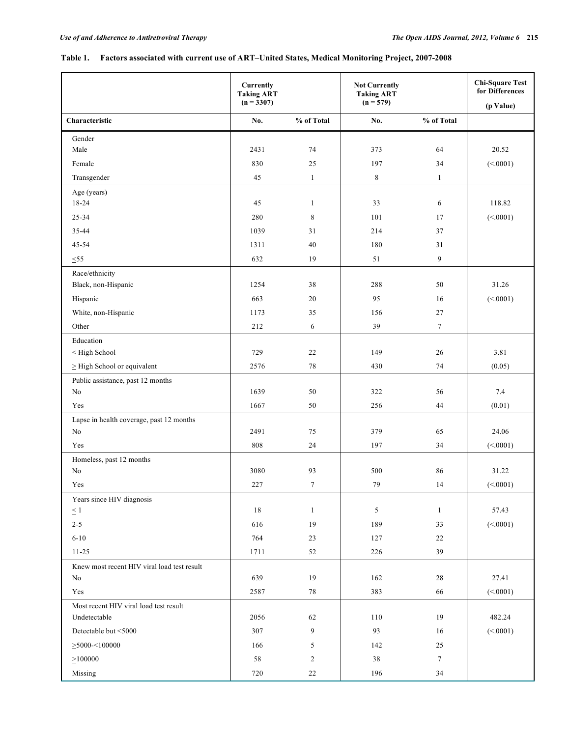**Table 1. Factors associated with current use of ART–United States, Medical Monitoring Project, 2007-2008**

| Characteristic | Currently Taking ART (n = 3307) No. | Currently Taking ART (n = 3307) % of Total | Not Currently Taking ART (n = 579) No. | Not Currently Taking ART (n = 579) % of Total | Chi-Square Test for Differences (p Value) |
|---|---|---|---|---|---|
| Gender | | | | | |
| Male | 2431 | 74 | 373 | 64 | 20.52 |
| Female | 830 | 25 | 197 | 34 | (<.0001) |
| Transgender | 45 | 1 | 8 | 1 | |
| Age (years) | | | | | |
| 18-24 | 45 | 1 | 33 | 6 | 118.82 |
| 25-34 | 280 | 8 | 101 | 17 | (<.0001) |
| 35-44 | 1039 | 31 | 214 | 37 | |
| 45-54 | 1311 | 40 | 180 | 31 | |
| ≤55 | 632 | 19 | 51 | 9 | |
| Race/ethnicity | | | | | |
| Black, non-Hispanic | 1254 | 38 | 288 | 50 | 31.26 |
| Hispanic | 663 | 20 | 95 | 16 | (<.0001) |
| White, non-Hispanic | 1173 | 35 | 156 | 27 | |
| Other | 212 | 6 | 39 | 7 | |
| Education | | | | | |
| < High School | 729 | 22 | 149 | 26 | 3.81 |
| ≥ High School or equivalent | 2576 | 78 | 430 | 74 | (0.05) |
| Public assistance, past 12 months | | | | | |
| No | 1639 | 50 | 322 | 56 | 7.4 |
| Yes | 1667 | 50 | 256 | 44 | (0.01) |
| Lapse in health coverage, past 12 months | | | | | |
| No | 2491 | 75 | 379 | 65 | 24.06 |
| Yes | 808 | 24 | 197 | 34 | (<.0001) |
| Homeless, past 12 months | | | | | |
| No | 3080 | 93 | 500 | 86 | 31.22 |
| Yes | 227 | 7 | 79 | 14 | (<.0001) |
| Years since HIV diagnosis | | | | | |
| ≤ 1 | 18 | 1 | 5 | 1 | 57.43 |
| 2-5 | 616 | 19 | 189 | 33 | (<.0001) |
| 6-10 | 764 | 23 | 127 | 22 | |
| 11-25 | 1711 | 52 | 226 | 39 | |
| Knew most recent HIV viral load test result | | | | | |
| No | 639 | 19 | 162 | 28 | 27.41 |
| Yes | 2587 | 78 | 383 | 66 | (<.0001) |
| Most recent HIV viral load test result | | | | | |
| Undetectable | 2056 | 62 | 110 | 19 | 482.24 |
| Detectable but <5000 | 307 | 9 | 93 | 16 | (<.0001) |
| ≥5000-<100000 | 166 | 5 | 142 | 25 | |
| ≥100000 | 58 | 2 | 38 | 7 | |
| Missing | 720 | 22 | 196 | 34 | |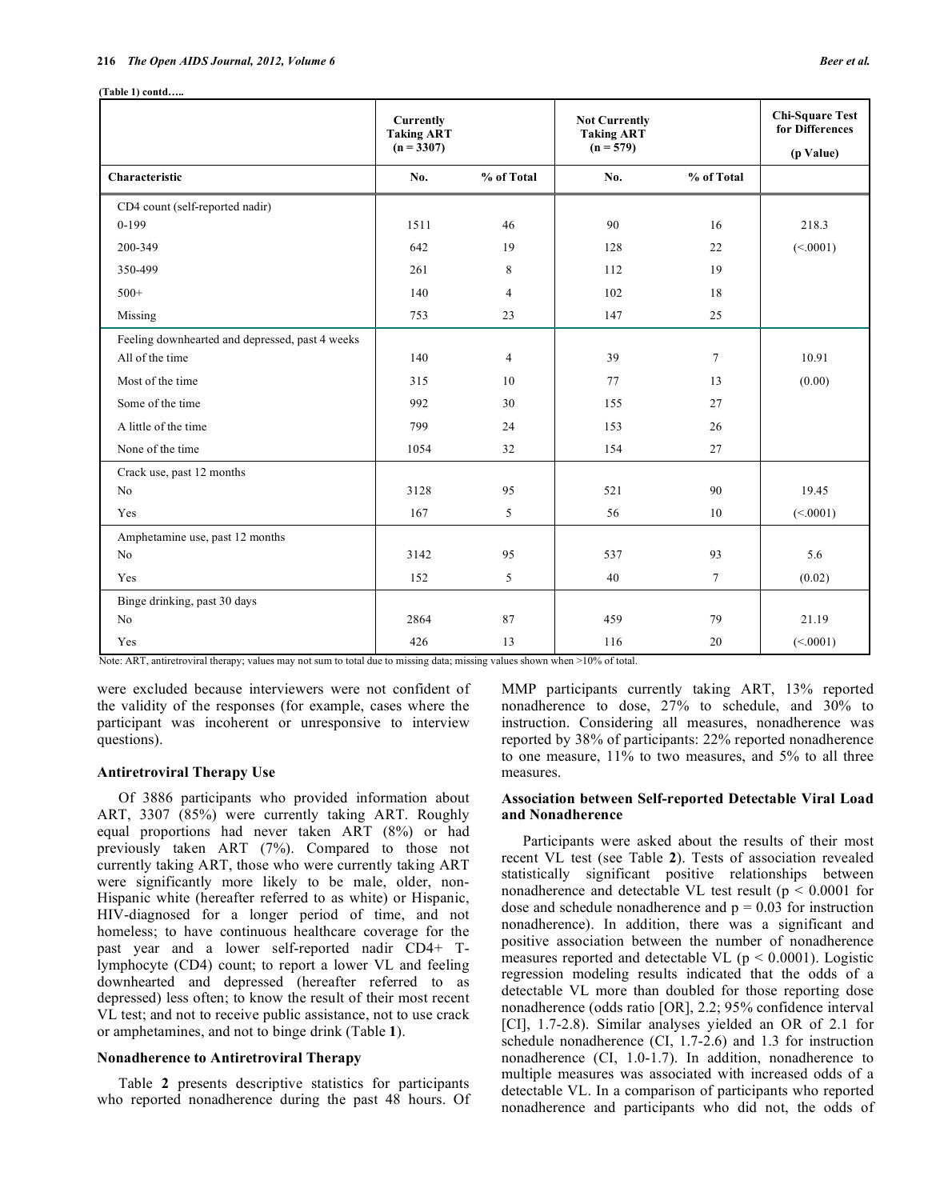(Table 1) contd…..

| Characteristic | Currently Taking ART (n = 3307) | | Not Currently Taking ART (n = 579) | | Chi-Square Test for Differences (p Value) |
|---|---|---|---|---|---|
| | No. | % of Total | No. | % of Total | |
| CD4 count (self-reported nadir) | | | | | |
| 0-199 | 1511 | 46 | 90 | 16 | 218.3 |
| 200-349 | 642 | 19 | 128 | 22 | (<.0001) |
| 350-499 | 261 | 8 | 112 | 19 | |
| 500+ | 140 | 4 | 102 | 18 | |
| Missing | 753 | 23 | 147 | 25 | |
| Feeling downhearted and depressed, past 4 weeks | | | | | |
| All of the time | 140 | 4 | 39 | 7 | 10.91 |
| Most of the time | 315 | 10 | 77 | 13 | (0.00) |
| Some of the time | 992 | 30 | 155 | 27 | |
| A little of the time | 799 | 24 | 153 | 26 | |
| None of the time | 1054 | 32 | 154 | 27 | |
| Crack use, past 12 months | | | | | |
| No | 3128 | 95 | 521 | 90 | 19.45 |
| Yes | 167 | 5 | 56 | 10 | (<.0001) |
| Amphetamine use, past 12 months | | | | | |
| No | 3142 | 95 | 537 | 93 | 5.6 |
| Yes | 152 | 5 | 40 | 7 | (0.02) |
| Binge drinking, past 30 days | | | | | |
| No | 2864 | 87 | 459 | 79 | 21.19 |
| Yes | 426 | 13 | 116 | 20 | (<.0001) |

Note: ART, antiretroviral therapy; values may not sum to total due to missing data; missing values shown when >10% of total.

were excluded because interviewers were not confident of the validity of the responses (for example, cases where the participant was incoherent or unresponsive to interview questions).

### Antiretroviral Therapy Use

Of 3886 participants who provided information about ART, 3307 (85%) were currently taking ART. Roughly equal proportions had never taken ART (8%) or had previously taken ART (7%). Compared to those not currently taking ART, those who were currently taking ART were significantly more likely to be male, older, non-Hispanic white (hereafter referred to as white) or Hispanic, HIV-diagnosed for a longer period of time, and not homeless; to have continuous healthcare coverage for the past year and a lower self-reported nadir CD4+ T-lymphocyte (CD4) count; to report a lower VL and feeling downhearted and depressed (hereafter referred to as depressed) less often; to know the result of their most recent VL test; and not to receive public assistance, not to use crack or amphetamines, and not to binge drink (Table **1**).

### Nonadherence to Antiretroviral Therapy

Table **2** presents descriptive statistics for participants who reported nonadherence during the past 48 hours. Of MMP participants currently taking ART, 13% reported nonadherence to dose, 27% to schedule, and 30% to instruction. Considering all measures, nonadherence was reported by 38% of participants: 22% reported nonadherence to one measure, 11% to two measures, and 5% to all three measures.

### Association between Self-reported Detectable Viral Load and Nonadherence

Participants were asked about the results of their most recent VL test (see Table **2**). Tests of association revealed statistically significant positive relationships between nonadherence and detectable VL test result ($p < 0.0001$ for dose and schedule nonadherence and $p = 0.03$ for instruction nonadherence). In addition, there was a significant and positive association between the number of nonadherence measures reported and detectable VL ($p < 0.0001$). Logistic regression modeling results indicated that the odds of a detectable VL more than doubled for those reporting dose nonadherence (odds ratio [OR], 2.2; 95% confidence interval [CI], 1.7-2.8). Similar analyses yielded an OR of 2.1 for schedule nonadherence (CI, 1.7-2.6) and 1.3 for instruction nonadherence (CI, 1.0-1.7). In addition, nonadherence to multiple measures was associated with increased odds of a detectable VL. In a comparison of participants who reported nonadherence and participants who did not, the odds of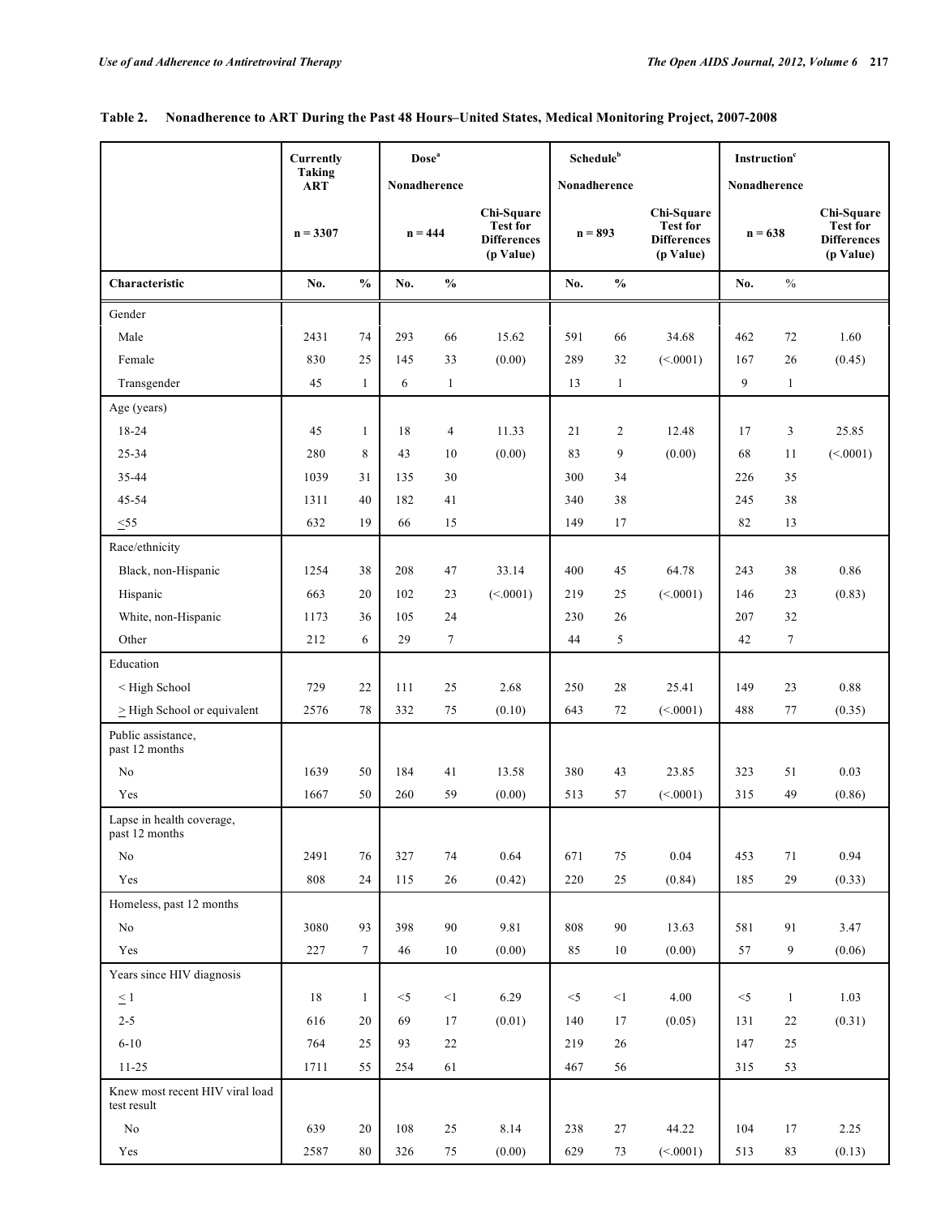**Table 2. Nonadherence to ART During the Past 48 Hours–United States, Medical Monitoring Project, 2007-2008**

| | Currently Taking ART | | Dose[a] Nonadherence | | | Schedule[b] Nonadherence | | | Instruction[c] Nonadherence | | |
|---|---|---|---|---|---|---|---|---|---|---|---|
| | n = 3307 | | n = 444 | | Chi-Square Test for Differences (p Value) | n = 893 | | Chi-Square Test for Differences (p Value) | n = 638 | | Chi-Square Test for Differences (p Value) |
| **Characteristic** | **No.** | **%** | **No.** | **%** | | **No.** | **%** | | **No.** | **%** | |
| Gender | | | | | | | | | | | |
| Male | 2431 | 74 | 293 | 66 | 15.62 | 591 | 66 | 34.68 | 462 | 72 | 1.60 |
| Female | 830 | 25 | 145 | 33 | (0.00) | 289 | 32 | (<.0001) | 167 | 26 | (0.45) |
| Transgender | 45 | 1 | 6 | 1 | | 13 | 1 | | 9 | 1 | |
| Age (years) | | | | | | | | | | | |
| 18-24 | 45 | 1 | 18 | 4 | 11.33 | 21 | 2 | 12.48 | 17 | 3 | 25.85 |
| 25-34 | 280 | 8 | 43 | 10 | (0.00) | 83 | 9 | (0.00) | 68 | 11 | (<.0001) |
| 35-44 | 1039 | 31 | 135 | 30 | | 300 | 34 | | 226 | 35 | |
| 45-54 | 1311 | 40 | 182 | 41 | | 340 | 38 | | 245 | 38 | |
| ≤55 | 632 | 19 | 66 | 15 | | 149 | 17 | | 82 | 13 | |
| Race/ethnicity | | | | | | | | | | | |
| Black, non-Hispanic | 1254 | 38 | 208 | 47 | 33.14 | 400 | 45 | 64.78 | 243 | 38 | 0.86 |
| Hispanic | 663 | 20 | 102 | 23 | (<.0001) | 219 | 25 | (<.0001) | 146 | 23 | (0.83) |
| White, non-Hispanic | 1173 | 36 | 105 | 24 | | 230 | 26 | | 207 | 32 | |
| Other | 212 | 6 | 29 | 7 | | 44 | 5 | | 42 | 7 | |
| Education | | | | | | | | | | | |
| < High School | 729 | 22 | 111 | 25 | 2.68 | 250 | 28 | 25.41 | 149 | 23 | 0.88 |
| ≥ High School or equivalent | 2576 | 78 | 332 | 75 | (0.10) | 643 | 72 | (<.0001) | 488 | 77 | (0.35) |
| Public assistance, past 12 months | | | | | | | | | | | |
| No | 1639 | 50 | 184 | 41 | 13.58 | 380 | 43 | 23.85 | 323 | 51 | 0.03 |
| Yes | 1667 | 50 | 260 | 59 | (0.00) | 513 | 57 | (<.0001) | 315 | 49 | (0.86) |
| Lapse in health coverage, past 12 months | | | | | | | | | | | |
| No | 2491 | 76 | 327 | 74 | 0.64 | 671 | 75 | 0.04 | 453 | 71 | 0.94 |
| Yes | 808 | 24 | 115 | 26 | (0.42) | 220 | 25 | (0.84) | 185 | 29 | (0.33) |
| Homeless, past 12 months | | | | | | | | | | | |
| No | 3080 | 93 | 398 | 90 | 9.81 | 808 | 90 | 13.63 | 581 | 91 | 3.47 |
| Yes | 227 | 7 | 46 | 10 | (0.00) | 85 | 10 | (0.00) | 57 | 9 | (0.06) |
| Years since HIV diagnosis | | | | | | | | | | | |
| ≤ 1 | 18 | 1 | <5 | <1 | 6.29 | <5 | <1 | 4.00 | <5 | 1 | 1.03 |
| 2-5 | 616 | 20 | 69 | 17 | (0.01) | 140 | 17 | (0.05) | 131 | 22 | (0.31) |
| 6-10 | 764 | 25 | 93 | 22 | | 219 | 26 | | 147 | 25 | |
| 11-25 | 1711 | 55 | 254 | 61 | | 467 | 56 | | 315 | 53 | |
| Knew most recent HIV viral load test result | | | | | | | | | | | |
| No | 639 | 20 | 108 | 25 | 8.14 | 238 | 27 | 44.22 | 104 | 17 | 2.25 |
| Yes | 2587 | 80 | 326 | 75 | (0.00) | 629 | 73 | (<.0001) | 513 | 83 | (0.13) |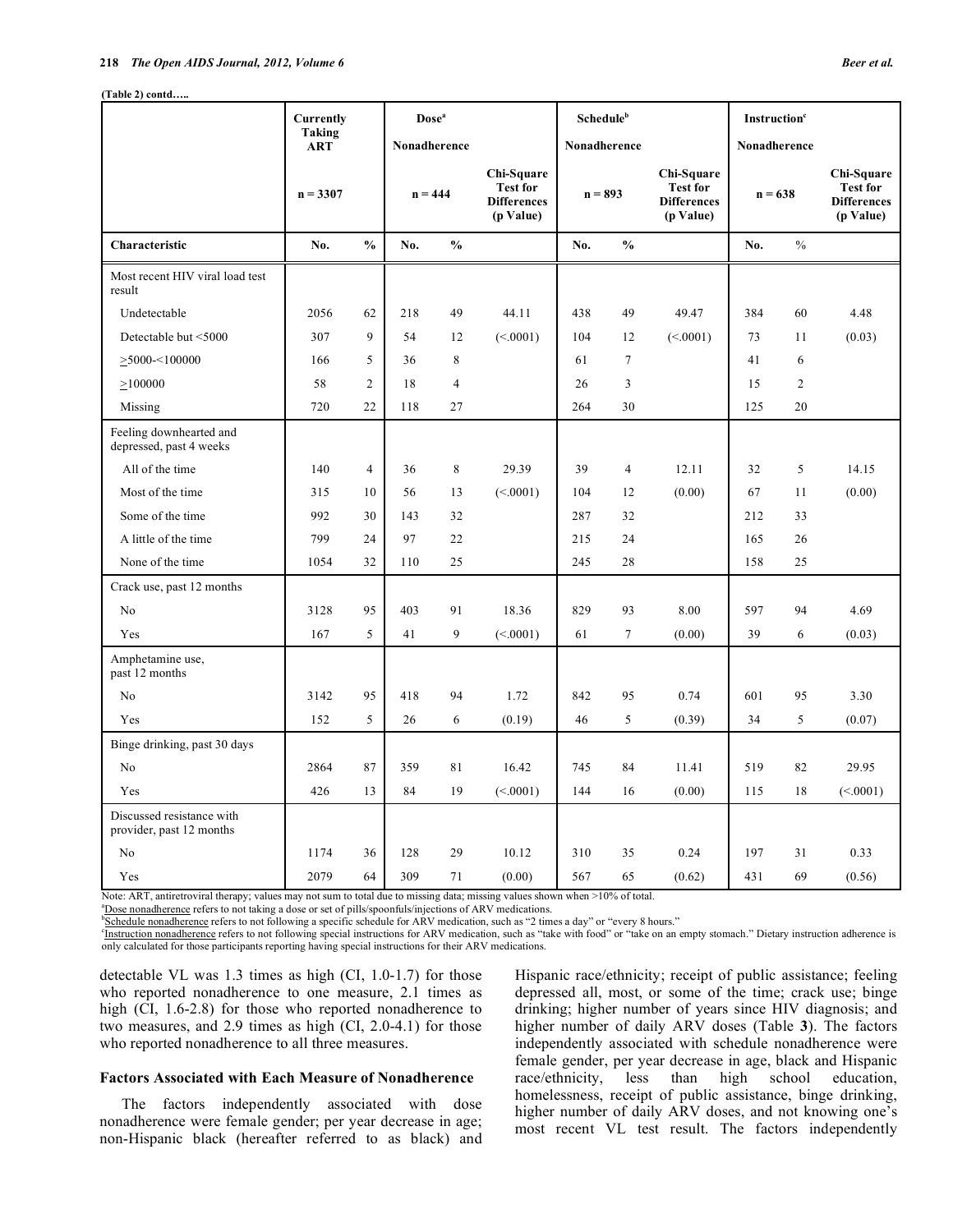**(Table 2) contd…..**

| | Currently Taking ART | | Dose[a] Nonadherence | | | Schedule[b] Nonadherence | | | Instruction[c] Nonadherence | | |
|---|---|---|---|---|---|---|---|---|---|---|---|
| | n = 3307 | | n = 444 | | Chi-Square Test for Differences (p Value) | n = 893 | | Chi-Square Test for Differences (p Value) | n = 638 | | Chi-Square Test for Differences (p Value) |
| **Characteristic** | **No.** | **%** | **No.** | **%** | | **No.** | **%** | | **No.** | **%** | |
| Most recent HIV viral load test result | | | | | | | | | | | |
| Undetectable | 2056 | 62 | 218 | 49 | 44.11 | 438 | 49 | 49.47 | 384 | 60 | 4.48 |
| Detectable but <5000 | 307 | 9 | 54 | 12 | (<.0001) | 104 | 12 | (<.0001) | 73 | 11 | (0.03) |
| >5000-<100000 | 166 | 5 | 36 | 8 | | 61 | 7 | | 41 | 6 | |
| >100000 | 58 | 2 | 18 | 4 | | 26 | 3 | | 15 | 2 | |
| Missing | 720 | 22 | 118 | 27 | | 264 | 30 | | 125 | 20 | |
| Feeling downhearted and depressed, past 4 weeks | | | | | | | | | | | |
| All of the time | 140 | 4 | 36 | 8 | 29.39 | 39 | 4 | 12.11 | 32 | 5 | 14.15 |
| Most of the time | 315 | 10 | 56 | 13 | (<.0001) | 104 | 12 | (0.00) | 67 | 11 | (0.00) |
| Some of the time | 992 | 30 | 143 | 32 | | 287 | 32 | | 212 | 33 | |
| A little of the time | 799 | 24 | 97 | 22 | | 215 | 24 | | 165 | 26 | |
| None of the time | 1054 | 32 | 110 | 25 | | 245 | 28 | | 158 | 25 | |
| Crack use, past 12 months | | | | | | | | | | | |
| No | 3128 | 95 | 403 | 91 | 18.36 | 829 | 93 | 8.00 | 597 | 94 | 4.69 |
| Yes | 167 | 5 | 41 | 9 | (<.0001) | 61 | 7 | (0.00) | 39 | 6 | (0.03) |
| Amphetamine use, past 12 months | | | | | | | | | | | |
| No | 3142 | 95 | 418 | 94 | 1.72 | 842 | 95 | 0.74 | 601 | 95 | 3.30 |
| Yes | 152 | 5 | 26 | 6 | (0.19) | 46 | 5 | (0.39) | 34 | 5 | (0.07) |
| Binge drinking, past 30 days | | | | | | | | | | | |
| No | 2864 | 87 | 359 | 81 | 16.42 | 745 | 84 | 11.41 | 519 | 82 | 29.95 |
| Yes | 426 | 13 | 84 | 19 | (<.0001) | 144 | 16 | (0.00) | 115 | 18 | (<.0001) |
| Discussed resistance with provider, past 12 months | | | | | | | | | | | |
| No | 1174 | 36 | 128 | 29 | 10.12 | 310 | 35 | 0.24 | 197 | 31 | 0.33 |
| Yes | 2079 | 64 | 309 | 71 | (0.00) | 567 | 65 | (0.62) | 431 | 69 | (0.56) |

Note: ART, antiretroviral therapy; values may not sum to total due to missing data; missing values shown when >10% of total.
[a]Dose nonadherence refers to not taking a dose or set of pills/spoonfuls/injections of ARV medications.
[b]Schedule nonadherence refers to not following a specific schedule for ARV medication, such as "2 times a day" or "every 8 hours."
[c]Instruction nonadherence refers to not following special instructions for ARV medication, such as "take with food" or "take on an empty stomach." Dietary instruction adherence is only calculated for those participants reporting having special instructions for their ARV medications.

detectable VL was 1.3 times as high (CI, 1.0-1.7) for those who reported nonadherence to one measure, 2.1 times as high (CI, 1.6-2.8) for those who reported nonadherence to two measures, and 2.9 times as high (CI, 2.0-4.1) for those who reported nonadherence to all three measures.

### Factors Associated with Each Measure of Nonadherence

The factors independently associated with dose nonadherence were female gender; per year decrease in age; non-Hispanic black (hereafter referred to as black) and Hispanic race/ethnicity; receipt of public assistance; feeling depressed all, most, or some of the time; crack use; binge drinking; higher number of years since HIV diagnosis; and higher number of daily ARV doses (Table **3**). The factors independently associated with schedule nonadherence were female gender, per year decrease in age, black and Hispanic race/ethnicity, less than high school education, homelessness, receipt of public assistance, binge drinking, higher number of daily ARV doses, and not knowing one's most recent VL test result. The factors independently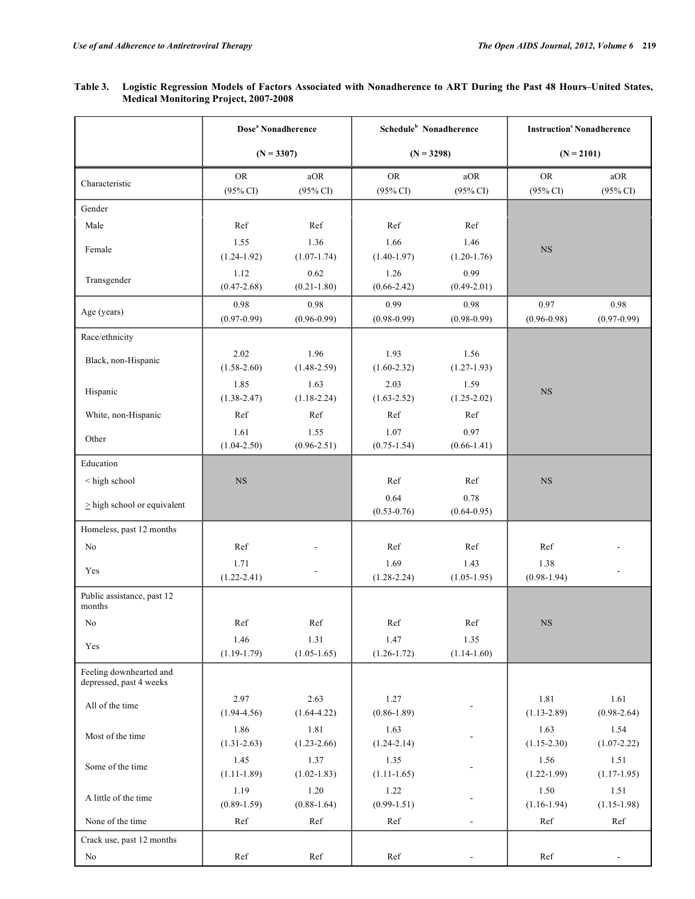**Table 3. Logistic Regression Models of Factors Associated with Nonadherence to ART During the Past 48 Hours–United States, Medical Monitoring Project, 2007-2008**

| | Dose[a] Nonadherence (N = 3307) | | Schedule[b] Nonadherence (N = 3298) | | Instruction[c] Nonadherence (N = 2101) | |
|---|---|---|---|---|---|---|
| Characteristic | OR (95% CI) | aOR (95% CI) | OR (95% CI) | aOR (95% CI) | OR (95% CI) | aOR (95% CI) |
| Gender | | | | | | |
| Male | Ref | Ref | Ref | Ref | NS | |
| Female | 1.55 (1.24-1.92) | 1.36 (1.07-1.74) | 1.66 (1.40-1.97) | 1.46 (1.20-1.76) | | |
| Transgender | 1.12 (0.47-2.68) | 0.62 (0.21-1.80) | 1.26 (0.66-2.42) | 0.99 (0.49-2.01) | | |
| Age (years) | 0.98 (0.97-0.99) | 0.98 (0.96-0.99) | 0.99 (0.98-0.99) | 0.98 (0.98-0.99) | 0.97 (0.96-0.98) | 0.98 (0.97-0.99) |
| Race/ethnicity | | | | | | |
| Black, non-Hispanic | 2.02 (1.58-2.60) | 1.96 (1.48-2.59) | 1.93 (1.60-2.32) | 1.56 (1.27-1.93) | NS | |
| Hispanic | 1.85 (1.38-2.47) | 1.63 (1.18-2.24) | 2.03 (1.63-2.52) | 1.59 (1.25-2.02) | | |
| White, non-Hispanic | Ref | Ref | Ref | Ref | | |
| Other | 1.61 (1.04-2.50) | 1.55 (0.96-2.51) | 1.07 (0.75-1.54) | 0.97 (0.66-1.41) | | |
| Education | | | | | | |
| < high school | NS | | Ref | Ref | NS | |
| ≥ high school or equivalent | | | 0.64 (0.53-0.76) | 0.78 (0.64-0.95) | | |
| Homeless, past 12 months | | | | | | |
| No | Ref | - | Ref | Ref | Ref | - |
| Yes | 1.71 (1.22-2.41) | - | 1.69 (1.28-2.24) | 1.43 (1.05-1.95) | 1.38 (0.98-1.94) | - |
| Public assistance, past 12 months | | | | | | |
| No | Ref | Ref | Ref | Ref | NS | |
| Yes | 1.46 (1.19-1.79) | 1.31 (1.05-1.65) | 1.47 (1.26-1.72) | 1.35 (1.14-1.60) | | |
| Feeling downhearted and depressed, past 4 weeks | | | | | | |
| All of the time | 2.97 (1.94-4.56) | 2.63 (1.64-4.22) | 1.27 (0.86-1.89) | - | 1.81 (1.13-2.89) | 1.61 (0.98-2.64) |
| Most of the time | 1.86 (1.31-2.63) | 1.81 (1.23-2.66) | 1.63 (1.24-2.14) | - | 1.63 (1.15-2.30) | 1.54 (1.07-2.22) |
| Some of the time | 1.45 (1.11-1.89) | 1.37 (1.02-1.83) | 1.35 (1.11-1.65) | - | 1.56 (1.22-1.99) | 1.51 (1.17-1.95) |
| A little of the time | 1.19 (0.89-1.59) | 1.20 (0.88-1.64) | 1.22 (0.99-1.51) | - | 1.50 (1.16-1.94) | 1.51 (1.15-1.98) |
| None of the time | Ref | Ref | Ref | - | Ref | Ref |
| Crack use, past 12 months | | | | | | |
| No | Ref | Ref | Ref | - | Ref | - |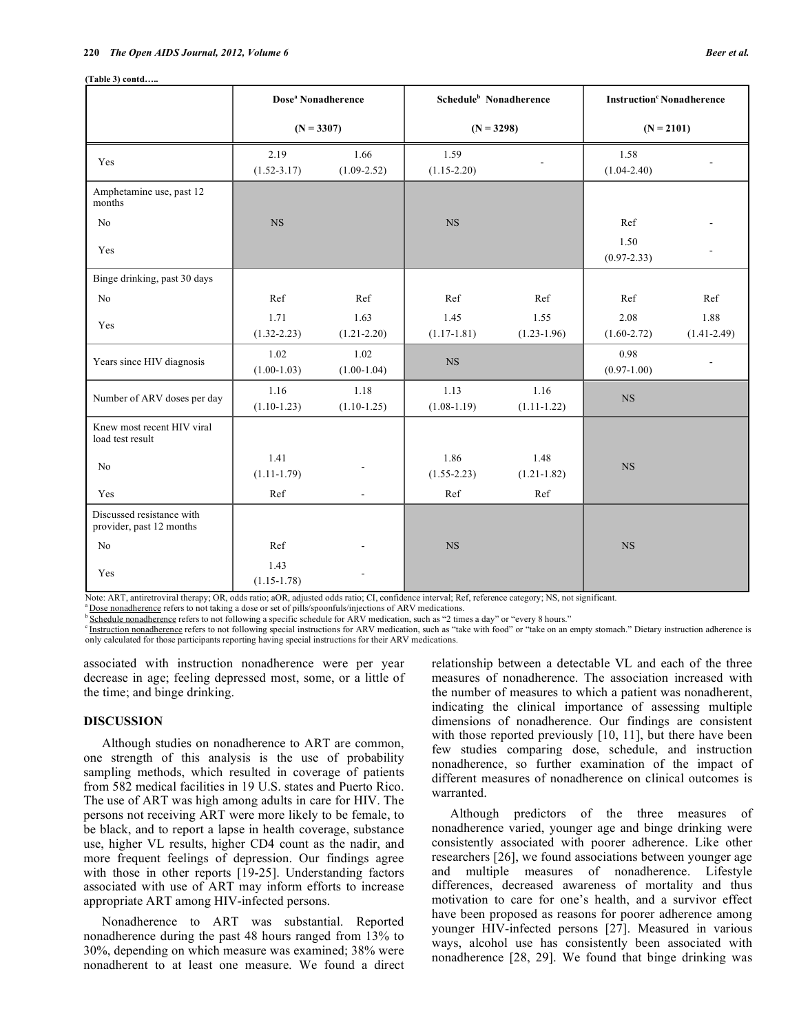**(Table 3) contd…..**

| | Dose[a] Nonadherence (N = 3307) | | Schedule[b] Nonadherence (N = 3298) | | Instruction[c] Nonadherence (N = 2101) | |
|---|---|---|---|---|---|---|
| Yes | 2.19 (1.52-3.17) | 1.66 (1.09-2.52) | 1.59 (1.15-2.20) | - | 1.58 (1.04-2.40) | - |
| Amphetamine use, past 12 months | | | | | | |
| No | NS | | NS | | Ref | - |
| Yes | | | | | 1.50 (0.97-2.33) | - |
| Binge drinking, past 30 days | | | | | | |
| No | Ref | Ref | Ref | Ref | Ref | Ref |
| Yes | 1.71 (1.32-2.23) | 1.63 (1.21-2.20) | 1.45 (1.17-1.81) | 1.55 (1.23-1.96) | 2.08 (1.60-2.72) | 1.88 (1.41-2.49) |
| Years since HIV diagnosis | 1.02 (1.00-1.03) | 1.02 (1.00-1.04) | NS | | 0.98 (0.97-1.00) | - |
| Number of ARV doses per day | 1.16 (1.10-1.23) | 1.18 (1.10-1.25) | 1.13 (1.08-1.19) | 1.16 (1.11-1.22) | NS | |
| Knew most recent HIV viral load test result | | | | | | |
| No | 1.41 (1.11-1.79) | - | 1.86 (1.55-2.23) | 1.48 (1.21-1.82) | NS | |
| Yes | Ref | - | Ref | Ref | | |
| Discussed resistance with provider, past 12 months | | | | | | |
| No | Ref | - | NS | | NS | |
| Yes | 1.43 (1.15-1.78) | - | | | | |

Note: ART, antiretroviral therapy; OR, odds ratio; aOR, adjusted odds ratio; CI, confidence interval; Ref, reference category; NS, not significant.
[a] Dose nonadherence refers to not taking a dose or set of pills/spoonfuls/injections of ARV medications.
[b] Schedule nonadherence refers to not following a specific schedule for ARV medication, such as "2 times a day" or "every 8 hours."
[c] Instruction nonadherence refers to not following special instructions for ARV medication, such as "take with food" or "take on an empty stomach." Dietary instruction adherence is only calculated for those participants reporting having special instructions for their ARV medications.

associated with instruction nonadherence were per year decrease in age; feeling depressed most, some, or a little of the time; and binge drinking.

## DISCUSSION

Although studies on nonadherence to ART are common, one strength of this analysis is the use of probability sampling methods, which resulted in coverage of patients from 582 medical facilities in 19 U.S. states and Puerto Rico. The use of ART was high among adults in care for HIV. The persons not receiving ART were more likely to be female, to be black, and to report a lapse in health coverage, substance use, higher VL results, higher CD4 count as the nadir, and more frequent feelings of depression. Our findings agree with those in other reports [19-25]. Understanding factors associated with use of ART may inform efforts to increase appropriate ART among HIV-infected persons.

Nonadherence to ART was substantial. Reported nonadherence during the past 48 hours ranged from 13% to 30%, depending on which measure was examined; 38% were nonadherent to at least one measure. We found a direct relationship between a detectable VL and each of the three measures of nonadherence. The association increased with the number of measures to which a patient was nonadherent, indicating the clinical importance of assessing multiple dimensions of nonadherence. Our findings are consistent with those reported previously [10, 11], but there have been few studies comparing dose, schedule, and instruction nonadherence, so further examination of the impact of different measures of nonadherence on clinical outcomes is warranted.

Although predictors of the three measures of nonadherence varied, younger age and binge drinking were consistently associated with poorer adherence. Like other researchers [26], we found associations between younger age and multiple measures of nonadherence. Lifestyle differences, decreased awareness of mortality and thus motivation to care for one's health, and a survivor effect have been proposed as reasons for poorer adherence among younger HIV-infected persons [27]. Measured in various ways, alcohol use has consistently been associated with nonadherence [28, 29]. We found that binge drinking was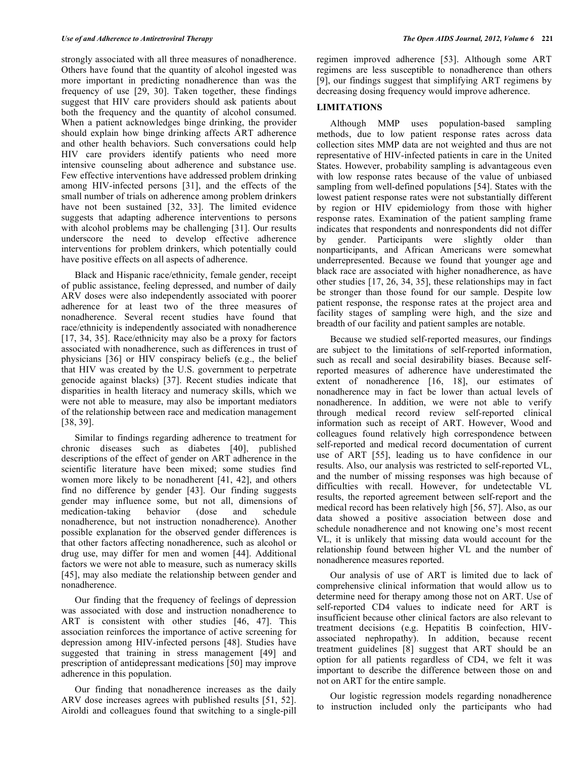strongly associated with all three measures of nonadherence. Others have found that the quantity of alcohol ingested was more important in predicting nonadherence than was the frequency of use [29, 30]. Taken together, these findings suggest that HIV care providers should ask patients about both the frequency and the quantity of alcohol consumed. When a patient acknowledges binge drinking, the provider should explain how binge drinking affects ART adherence and other health behaviors. Such conversations could help HIV care providers identify patients who need more intensive counseling about adherence and substance use. Few effective interventions have addressed problem drinking among HIV-infected persons [31], and the effects of the small number of trials on adherence among problem drinkers have not been sustained [32, 33]. The limited evidence suggests that adapting adherence interventions to persons with alcohol problems may be challenging [31]. Our results underscore the need to develop effective adherence interventions for problem drinkers, which potentially could have positive effects on all aspects of adherence.

Black and Hispanic race/ethnicity, female gender, receipt of public assistance, feeling depressed, and number of daily ARV doses were also independently associated with poorer adherence for at least two of the three measures of nonadherence. Several recent studies have found that race/ethnicity is independently associated with nonadherence [17, 34, 35]. Race/ethnicity may also be a proxy for factors associated with nonadherence, such as differences in trust of physicians [36] or HIV conspiracy beliefs (e.g., the belief that HIV was created by the U.S. government to perpetrate genocide against blacks) [37]. Recent studies indicate that disparities in health literacy and numeracy skills, which we were not able to measure, may also be important mediators of the relationship between race and medication management [38, 39].

Similar to findings regarding adherence to treatment for chronic diseases such as diabetes [40], published descriptions of the effect of gender on ART adherence in the scientific literature have been mixed; some studies find women more likely to be nonadherent [41, 42], and others find no difference by gender [43]. Our finding suggests gender may influence some, but not all, dimensions of medication-taking behavior (dose and schedule nonadherence, but not instruction nonadherence). Another possible explanation for the observed gender differences is that other factors affecting nonadherence, such as alcohol or drug use, may differ for men and women [44]. Additional factors we were not able to measure, such as numeracy skills [45], may also mediate the relationship between gender and nonadherence.

Our finding that the frequency of feelings of depression was associated with dose and instruction nonadherence to ART is consistent with other studies [46, 47]. This association reinforces the importance of active screening for depression among HIV-infected persons [48]. Studies have suggested that training in stress management [49] and prescription of antidepressant medications [50] may improve adherence in this population.

Our finding that nonadherence increases as the daily ARV dose increases agrees with published results [51, 52]. Airoldi and colleagues found that switching to a single-pill regimen improved adherence [53]. Although some ART regimens are less susceptible to nonadherence than others [9], our findings suggest that simplifying ART regimens by decreasing dosing frequency would improve adherence.

## LIMITATIONS

Although MMP uses population-based sampling methods, due to low patient response rates across data collection sites MMP data are not weighted and thus are not representative of HIV-infected patients in care in the United States. However, probability sampling is advantageous even with low response rates because of the value of unbiased sampling from well-defined populations [54]. States with the lowest patient response rates were not substantially different by region or HIV epidemiology from those with higher response rates. Examination of the patient sampling frame indicates that respondents and nonrespondents did not differ by gender. Participants were slightly older than nonparticipants, and African Americans were somewhat underrepresented. Because we found that younger age and black race are associated with higher nonadherence, as have other studies [17, 26, 34, 35], these relationships may in fact be stronger than those found for our sample. Despite low patient response, the response rates at the project area and facility stages of sampling were high, and the size and breadth of our facility and patient samples are notable.

Because we studied self-reported measures, our findings are subject to the limitations of self-reported information, such as recall and social desirability biases. Because self-reported measures of adherence have underestimated the extent of nonadherence [16, 18], our estimates of nonadherence may in fact be lower than actual levels of nonadherence. In addition, we were not able to verify through medical record review self-reported clinical information such as receipt of ART. However, Wood and colleagues found relatively high correspondence between self-reported and medical record documentation of current use of ART [55], leading us to have confidence in our results. Also, our analysis was restricted to self-reported VL, and the number of missing responses was high because of difficulties with recall. However, for undetectable VL results, the reported agreement between self-report and the medical record has been relatively high [56, 57]. Also, as our data showed a positive association between dose and schedule nonadherence and not knowing one's most recent VL, it is unlikely that missing data would account for the relationship found between higher VL and the number of nonadherence measures reported.

Our analysis of use of ART is limited due to lack of comprehensive clinical information that would allow us to determine need for therapy among those not on ART. Use of self-reported CD4 values to indicate need for ART is insufficient because other clinical factors are also relevant to treatment decisions (e.g. Hepatitis B coinfection, HIV-associated nephropathy). In addition, because recent treatment guidelines [8] suggest that ART should be an option for all patients regardless of CD4, we felt it was important to describe the difference between those on and not on ART for the entire sample.

Our logistic regression models regarding nonadherence to instruction included only the participants who had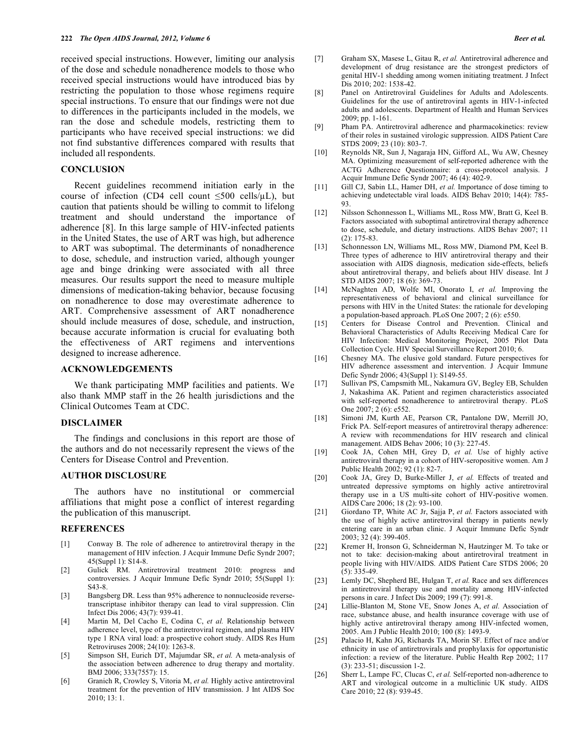received special instructions. However, limiting our analysis of the dose and schedule nonadherence models to those who received special instructions would have introduced bias by restricting the population to those whose regimens require special instructions. To ensure that our findings were not due to differences in the participants included in the models, we ran the dose and schedule models, restricting them to participants who have received special instructions: we did not find substantive differences compared with results that included all respondents.

## CONCLUSION

Recent guidelines recommend initiation early in the course of infection (CD4 cell count ≤500 cells/μL), but caution that patients should be willing to commit to lifelong treatment and should understand the importance of adherence [8]. In this large sample of HIV-infected patients in the United States, the use of ART was high, but adherence to ART was suboptimal. The determinants of nonadherence to dose, schedule, and instruction varied, although younger age and binge drinking were associated with all three measures. Our results support the need to measure multiple dimensions of medication-taking behavior, because focusing on nonadherence to dose may overestimate adherence to ART. Comprehensive assessment of ART nonadherence should include measures of dose, schedule, and instruction, because accurate information is crucial for evaluating both the effectiveness of ART regimens and interventions designed to increase adherence.

## ACKNOWLEDGEMENTS

We thank participating MMP facilities and patients. We also thank MMP staff in the 26 health jurisdictions and the Clinical Outcomes Team at CDC.

## DISCLAIMER

The findings and conclusions in this report are those of the authors and do not necessarily represent the views of the Centers for Disease Control and Prevention.

## AUTHOR DISCLOSURE

The authors have no institutional or commercial affiliations that might pose a conflict of interest regarding the publication of this manuscript.

## REFERENCES

[1] Conway B. The role of adherence to antiretroviral therapy in the management of HIV infection. J Acquir Immune Defic Syndr 2007; 45(Suppl 1): S14-8.

[2] Gulick RM. Antiretroviral treatment 2010: progress and controversies. J Acquir Immune Defic Syndr 2010; 55(Suppl 1): S43-8.

[3] Bangsberg DR. Less than 95% adherence to nonnucleoside reverse-transcriptase inhibitor therapy can lead to viral suppression. Clin Infect Dis 2006; 43(7): 939-41.

[4] Martin M, Del Cacho E, Codina C, *et al.* Relationship between adherence level, type of the antiretroviral regimen, and plasma HIV type 1 RNA viral load: a prospective cohort study. AIDS Res Hum Retroviruses 2008; 24(10): 1263-8.

[5] Simpson SH, Eurich DT, Majumdar SR, *et al.* A meta-analysis of the association between adherence to drug therapy and mortality. BMJ 2006; 333(7557): 15.

[6] Granich R, Crowley S, Vitoria M, *et al.* Highly active antiretroviral treatment for the prevention of HIV transmission. J Int AIDS Soc 2010; 13: 1.

[7] Graham SX, Masese L, Gitau R, *et al.* Antiretroviral adherence and development of drug resistance are the strongest predictors of genital HIV-1 shedding among women initiating treatment. J Infect Dis 2010; 202: 1538-42.

[8] Panel on Antiretroviral Guidelines for Adults and Adolescents. Guidelines for the use of antiretroviral agents in HIV-1-infected adults and adolescents. Department of Health and Human Services 2009; pp. 1-161.

[9] Pham PA. Antiretroviral adherence and pharmacokinetics: review of their roles in sustained virologic suppression. AIDS Patient Care STDS 2009; 23 (10): 803-7.

[10] Reynolds NR, Sun J, Nagaraja HN, Gifford AL, Wu AW, Chesney MA. Optimizing measurement of self-reported adherence with the ACTG Adherence Questionnaire: a cross-protocol analysis. J Acquir Immune Defic Syndr 2007; 46 (4): 402-9.

[11] Gill CJ, Sabin LL, Hamer DH, *et al.* Importance of dose timing to achieving undetectable viral loads. AIDS Behav 2010; 14(4): 785-93.

[12] Nilsson Schonnesson L, Williams ML, Ross MW, Bratt G, Keel B. Factors associated with suboptimal antiretroviral therapy adherence to dose, schedule, and dietary instructions. AIDS Behav 2007; 11 (2): 175-83.

[13] Schonnesson LN, Williams ML, Ross MW, Diamond PM, Keel B. Three types of adherence to HIV antiretroviral therapy and their association with AIDS diagnosis, medication side-effects, beliefs about antiretroviral therapy, and beliefs about HIV disease. Int J STD AIDS 2007; 18 (6): 369-73.

[14] McNaghten AD, Wolfe MI, Onorato I, *et al.* Improving the representativeness of behavioral and clinical surveillance for persons with HIV in the United States: the rationale for developing a population-based approach. PLoS One 2007; 2 (6): e550.

[15] Centers for Disease Control and Prevention. Clinical and Behavioral Characteristics of Adults Receiving Medical Care for HIV Infection: Medical Monitoring Project, 2005 Pilot Data Collection Cycle. HIV Special Surveillance Report 2010; 6.

[16] Chesney MA. The elusive gold standard. Future perspectives for HIV adherence assessment and intervention. J Acquir Immune Defic Syndr 2006; 43(Suppl 1): S149-55.

[17] Sullivan PS, Campsmith ML, Nakamura GV, Begley EB, Schulden J, Nakashima AK. Patient and regimen characteristics associated with self-reported nonadherence to antiretroviral therapy. PLoS One 2007; 2 (6): e552.

[18] Simoni JM, Kurth AE, Pearson CR, Pantalone DW, Merrill JO, Frick PA. Self-report measures of antiretroviral therapy adherence: A review with recommendations for HIV research and clinical management. AIDS Behav 2006; 10 (3): 227-45.

[19] Cook JA, Cohen MH, Grey D, *et al.* Use of highly active antiretroviral therapy in a cohort of HIV-seropositive women. Am J Public Health 2002; 92 (1): 82-7.

[20] Cook JA, Grey D, Burke-Miller J, *et al.* Effects of treated and untreated depressive symptoms on highly active antiretroviral therapy use in a US multi-site cohort of HIV-positive women. AIDS Care 2006; 18 (2): 93-100.

[21] Giordano TP, White AC Jr, Sajja P, *et al.* Factors associated with the use of highly active antiretroviral therapy in patients newly entering care in an urban clinic. J Acquir Immune Defic Syndr 2003; 32 (4): 399-405.

[22] Kremer H, Ironson G, Schneiderman N, Hautzinger M. To take or not to take: decision-making about antiretroviral treatment in people living with HIV/AIDS. AIDS Patient Care STDS 2006; 20 (5): 335-49.

[23] Lemly DC, Shepherd BE, Hulgan T, *et al.* Race and sex differences in antiretroviral therapy use and mortality among HIV-infected persons in care. J Infect Dis 2009; 199 (7): 991-8.

[24] Lillie-Blanton M, Stone VE, Snow Jones A, *et al.* Association of race, substance abuse, and health insurance coverage with use of highly active antiretroviral therapy among HIV-infected women, 2005. Am J Public Health 2010; 100 (8): 1493-9.

[25] Palacio H, Kahn JG, Richards TA, Morin SF. Effect of race and/or ethnicity in use of antiretrovirals and prophylaxis for opportunistic infection: a review of the literature. Public Health Rep 2002; 117 (3): 233-51; discussion 1-2.

[26] Sherr L, Lampe FC, Clucas C, *et al.* Self-reported non-adherence to ART and virological outcome in a multiclinic UK study. AIDS Care 2010; 22 (8): 939-45.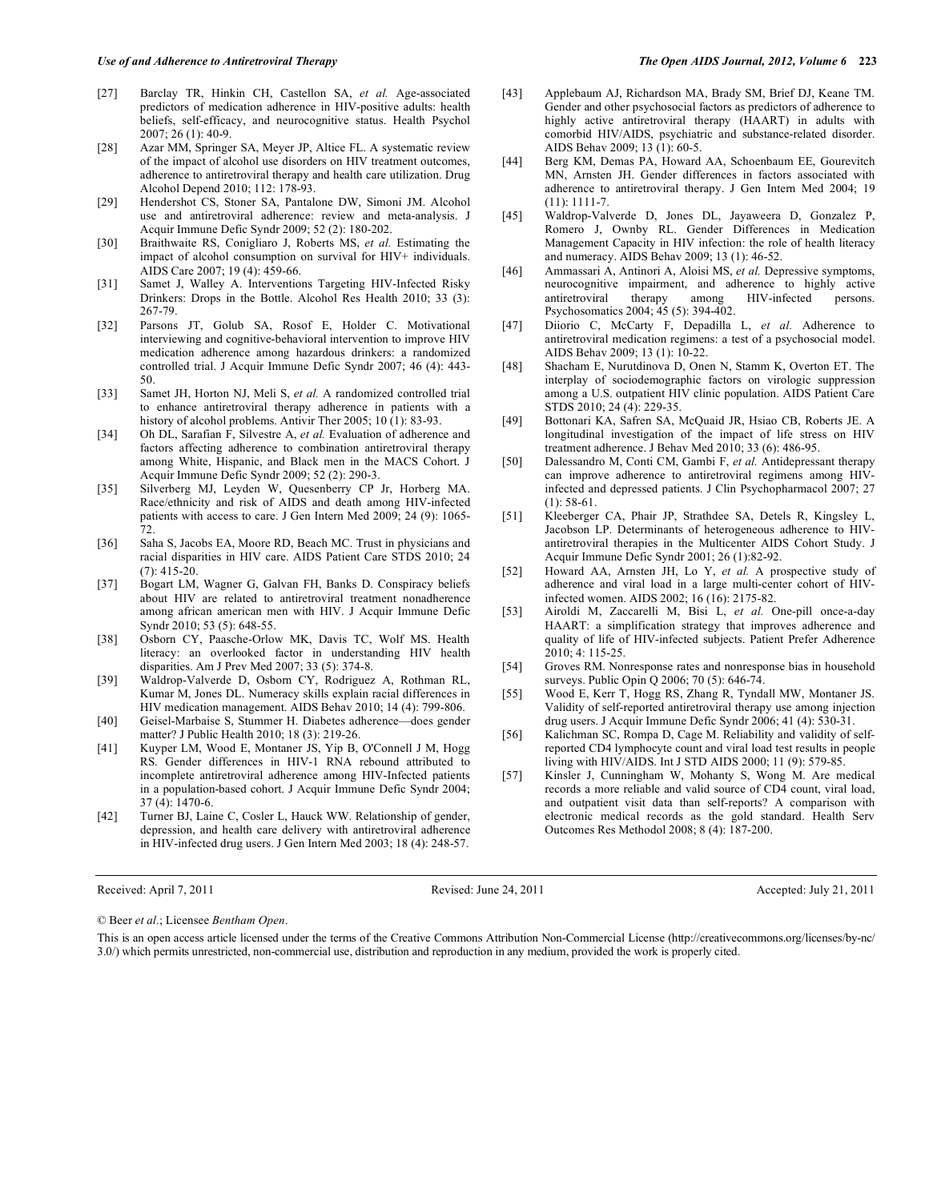[27] Barclay TR, Hinkin CH, Castellon SA, *et al.* Age-associated predictors of medication adherence in HIV-positive adults: health beliefs, self-efficacy, and neurocognitive status. Health Psychol 2007; 26 (1): 40-9.

[28] Azar MM, Springer SA, Meyer JP, Altice FL. A systematic review of the impact of alcohol use disorders on HIV treatment outcomes, adherence to antiretroviral therapy and health care utilization. Drug Alcohol Depend 2010; 112: 178-93.

[29] Hendershot CS, Stoner SA, Pantalone DW, Simoni JM. Alcohol use and antiretroviral adherence: review and meta-analysis. J Acquir Immune Defic Syndr 2009; 52 (2): 180-202.

[30] Braithwaite RS, Conigliaro J, Roberts MS, *et al.* Estimating the impact of alcohol consumption on survival for HIV+ individuals. AIDS Care 2007; 19 (4): 459-66.

[31] Samet J, Walley A. Interventions Targeting HIV-Infected Risky Drinkers: Drops in the Bottle. Alcohol Res Health 2010; 33 (3): 267-79.

[32] Parsons JT, Golub SA, Rosof E, Holder C. Motivational interviewing and cognitive-behavioral intervention to improve HIV medication adherence among hazardous drinkers: a randomized controlled trial. J Acquir Immune Defic Syndr 2007; 46 (4): 443-50.

[33] Samet JH, Horton NJ, Meli S, *et al.* A randomized controlled trial to enhance antiretroviral therapy adherence in patients with a history of alcohol problems. Antivir Ther 2005; 10 (1): 83-93.

[34] Oh DL, Sarafian F, Silvestre A, *et al.* Evaluation of adherence and factors affecting adherence to combination antiretroviral therapy among White, Hispanic, and Black men in the MACS Cohort. J Acquir Immune Defic Syndr 2009; 52 (2): 290-3.

[35] Silverberg MJ, Leyden W, Quesenberry CP Jr, Horberg MA. Race/ethnicity and risk of AIDS and death among HIV-infected patients with access to care. J Gen Intern Med 2009; 24 (9): 1065-72.

[36] Saha S, Jacobs EA, Moore RD, Beach MC. Trust in physicians and racial disparities in HIV care. AIDS Patient Care STDS 2010; 24 (7): 415-20.

[37] Bogart LM, Wagner G, Galvan FH, Banks D. Conspiracy beliefs about HIV are related to antiretroviral treatment nonadherence among african american men with HIV. J Acquir Immune Defic Syndr 2010; 53 (5): 648-55.

[38] Osborn CY, Paasche-Orlow MK, Davis TC, Wolf MS. Health literacy: an overlooked factor in understanding HIV health disparities. Am J Prev Med 2007; 33 (5): 374-8.

[39] Waldrop-Valverde D, Osborn CY, Rodriguez A, Rothman RL, Kumar M, Jones DL. Numeracy skills explain racial differences in HIV medication management. AIDS Behav 2010; 14 (4): 799-806.

[40] Geisel-Marbaise S, Stummer H. Diabetes adherence—does gender matter? J Public Health 2010; 18 (3): 219-26.

[41] Kuyper LM, Wood E, Montaner JS, Yip B, O'Connell J M, Hogg RS. Gender differences in HIV-1 RNA rebound attributed to incomplete antiretroviral adherence among HIV-Infected patients in a population-based cohort. J Acquir Immune Defic Syndr 2004; 37 (4): 1470-6.

[42] Turner BJ, Laine C, Cosler L, Hauck WW. Relationship of gender, depression, and health care delivery with antiretroviral adherence in HIV-infected drug users. J Gen Intern Med 2003; 18 (4): 248-57.

[43] Applebaum AJ, Richardson MA, Brady SM, Brief DJ, Keane TM. Gender and other psychosocial factors as predictors of adherence to highly active antiretroviral therapy (HAART) in adults with comorbid HIV/AIDS, psychiatric and substance-related disorder. AIDS Behav 2009; 13 (1): 60-5.

[44] Berg KM, Demas PA, Howard AA, Schoenbaum EE, Gourevitch MN, Arnsten JH. Gender differences in factors associated with adherence to antiretroviral therapy. J Gen Intern Med 2004; 19 (11): 1111-7.

[45] Waldrop-Valverde D, Jones DL, Jayaweera D, Gonzalez P, Romero J, Ownby RL. Gender Differences in Medication Management Capacity in HIV infection: the role of health literacy and numeracy. AIDS Behav 2009; 13 (1): 46-52.

[46] Ammassari A, Antinori A, Aloisi MS, *et al.* Depressive symptoms, neurocognitive impairment, and adherence to highly active antiretroviral therapy among HIV-infected persons. Psychosomatics 2004; 45 (5): 394-402.

[47] Diiorio C, McCarty F, Depadilla L, *et al.* Adherence to antiretroviral medication regimens: a test of a psychosocial model. AIDS Behav 2009; 13 (1): 10-22.

[48] Shacham E, Nurutdinova D, Onen N, Stamm K, Overton ET. The interplay of sociodemographic factors on virologic suppression among a U.S. outpatient HIV clinic population. AIDS Patient Care STDS 2010; 24 (4): 229-35.

[49] Bottonari KA, Safren SA, McQuaid JR, Hsiao CB, Roberts JE. A longitudinal investigation of the impact of life stress on HIV treatment adherence. J Behav Med 2010; 33 (6): 486-95.

[50] Dalessandro M, Conti CM, Gambi F, *et al.* Antidepressant therapy can improve adherence to antiretroviral regimens among HIV-infected and depressed patients. J Clin Psychopharmacol 2007; 27 (1): 58-61.

[51] Kleeberger CA, Phair JP, Strathdee SA, Detels R, Kingsley L, Jacobson LP. Determinants of heterogeneous adherence to HIV-antiretroviral therapies in the Multicenter AIDS Cohort Study. J Acquir Immune Defic Syndr 2001; 26 (1):82-92.

[52] Howard AA, Arnsten JH, Lo Y, *et al.* A prospective study of adherence and viral load in a large multi-center cohort of HIV-infected women. AIDS 2002; 16 (16): 2175-82.

[53] Airoldi M, Zaccarelli M, Bisi L, *et al.* One-pill once-a-day HAART: a simplification strategy that improves adherence and quality of life of HIV-infected subjects. Patient Prefer Adherence 2010; 4: 115-25.

[54] Groves RM. Nonresponse rates and nonresponse bias in household surveys. Public Opin Q 2006; 70 (5): 646-74.

[55] Wood E, Kerr T, Hogg RS, Zhang R, Tyndall MW, Montaner JS. Validity of self-reported antiretroviral therapy use among injection drug users. J Acquir Immune Defic Syndr 2006; 41 (4): 530-31.

[56] Kalichman SC, Rompa D, Cage M. Reliability and validity of self-reported CD4 lymphocyte count and viral load test results in people living with HIV/AIDS. Int J STD AIDS 2000; 11 (9): 579-85.

[57] Kinsler J, Cunningham W, Mohanty S, Wong M. Are medical records a more reliable and valid source of CD4 count, viral load, and outpatient visit data than self-reports? A comparison with electronic medical records as the gold standard. Health Serv Outcomes Res Methodol 2008; 8 (4): 187-200.

Received: April 7, 2011 Revised: June 24, 2011 Accepted: July 21, 2011

© Beer *et al.*; Licensee *Bentham Open*.

This is an open access article licensed under the terms of the Creative Commons Attribution Non-Commercial License (http://creativecommons.org/licenses/by-nc/3.0/) which permits unrestricted, non-commercial use, distribution and reproduction in any medium, provided the work is properly cited.